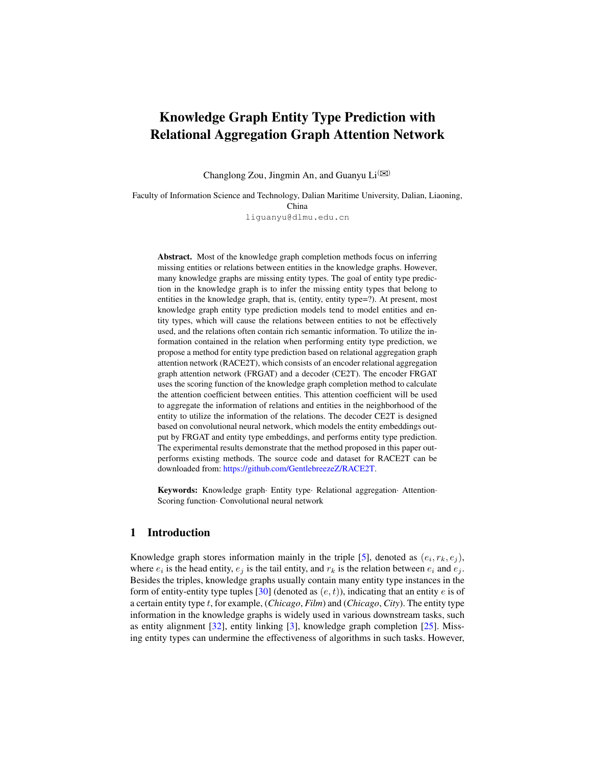# Knowledge Graph Entity Type Prediction with Relational Aggregation Graph Attention Network

Changlong Zou, Jingmin An, and Guanyu Li(✉)

Faculty of Information Science and Technology, Dalian Maritime University, Dalian, Liaoning, China
liguanyu@dlmu.edu.cn

**Abstract.** Most of the knowledge graph completion methods focus on inferring missing entities or relations between entities in the knowledge graphs. However, many knowledge graphs are missing entity types. The goal of entity type prediction in the knowledge graph is to infer the missing entity types that belong to entities in the knowledge graph, that is, (entity, entity type=?). At present, most knowledge graph entity type prediction models tend to model entities and entity types, which will cause the relations between entities to not be effectively used, and the relations often contain rich semantic information. To utilize the information contained in the relation when performing entity type prediction, we propose a method for entity type prediction based on relational aggregation graph attention network (RACE2T), which consists of an encoder relational aggregation graph attention network (FRGAT) and a decoder (CE2T). The encoder FRGAT uses the scoring function of the knowledge graph completion method to calculate the attention coefficient between entities. This attention coefficient will be used to aggregate the information of relations and entities in the neighborhood of the entity to utilize the information of the relations. The decoder CE2T is designed based on convolutional neural network, which models the entity embeddings output by FRGAT and entity type embeddings, and performs entity type prediction. The experimental results demonstrate that the method proposed in this paper outperforms existing methods. The source code and dataset for RACE2T can be downloaded from: https://github.com/GentlebreezeZ/RACE2T.

**Keywords:** Knowledge graph· Entity type· Relational aggregation· Attention· Scoring function· Convolutional neural network

## 1 Introduction

Knowledge graph stores information mainly in the triple [5], denoted as $(e_i, r_k, e_j)$, where $e_i$ is the head entity, $e_j$ is the tail entity, and $r_k$ is the relation between $e_i$ and $e_j$. Besides the triples, knowledge graphs usually contain many entity type instances in the form of entity-entity type tuples [30] (denoted as $(e, t)$), indicating that an entity $e$ is of a certain entity type $t$, for example, (*Chicago*, *Film*) and (*Chicago*, *City*). The entity type information in the knowledge graphs is widely used in various downstream tasks, such as entity alignment [32], entity linking [3], knowledge graph completion [25]. Missing entity types can undermine the effectiveness of algorithms in such tasks. However,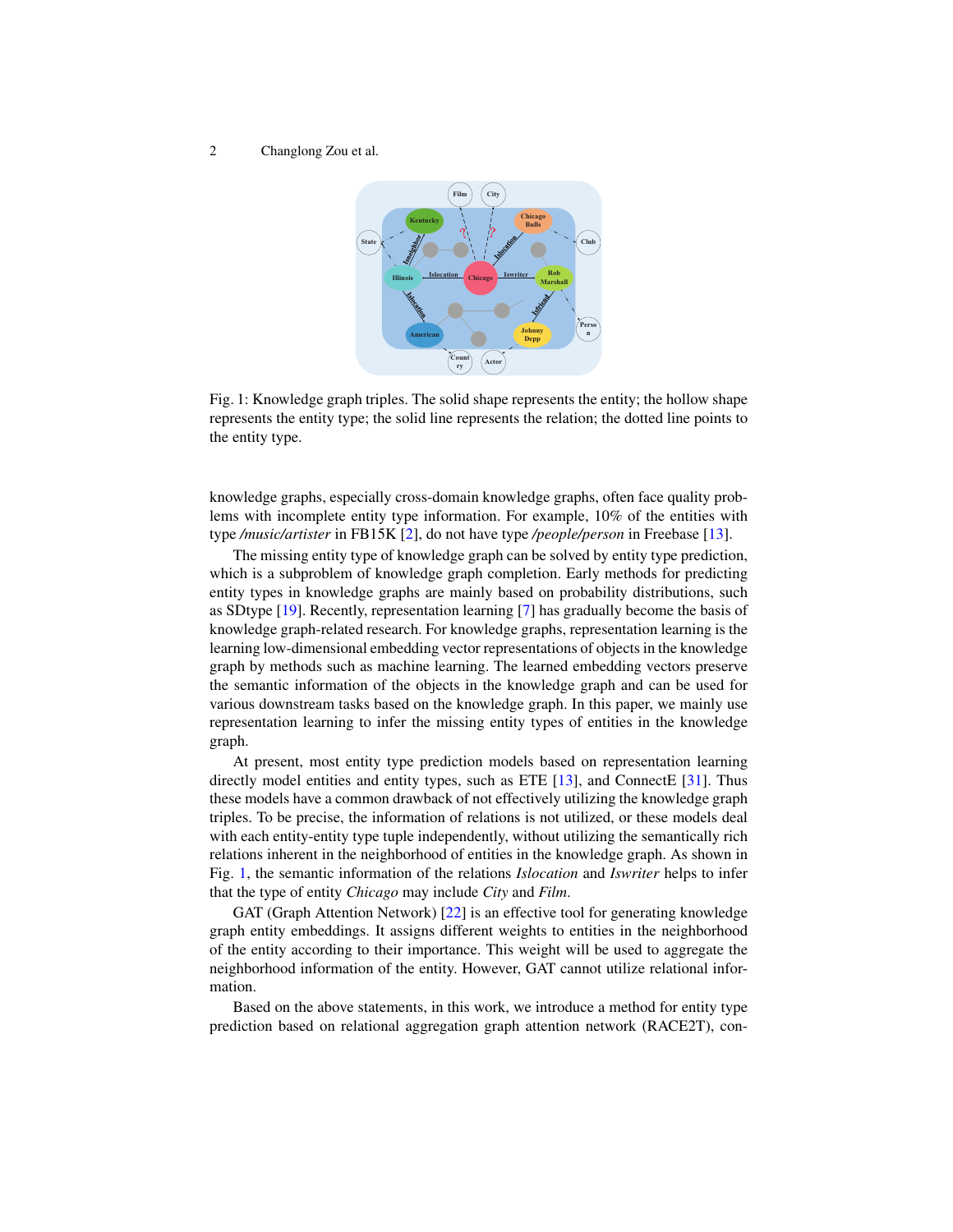Fig. 1: Knowledge graph triples. The solid shape represents the entity; the hollow shape represents the entity type; the solid line represents the relation; the dotted line points to the entity type.

knowledge graphs, especially cross-domain knowledge graphs, often face quality problems with incomplete entity type information. For example, 10% of the entities with type */music/artister* in FB15K [2], do not have type */people/person* in Freebase [13].

The missing entity type of knowledge graph can be solved by entity type prediction, which is a subproblem of knowledge graph completion. Early methods for predicting entity types in knowledge graphs are mainly based on probability distributions, such as SDtype [19]. Recently, representation learning [7] has gradually become the basis of knowledge graph-related research. For knowledge graphs, representation learning is the learning low-dimensional embedding vector representations of objects in the knowledge graph by methods such as machine learning. The learned embedding vectors preserve the semantic information of the objects in the knowledge graph and can be used for various downstream tasks based on the knowledge graph. In this paper, we mainly use representation learning to infer the missing entity types of entities in the knowledge graph.

At present, most entity type prediction models based on representation learning directly model entities and entity types, such as ETE [13], and ConnectE [31]. Thus these models have a common drawback of not effectively utilizing the knowledge graph triples. To be precise, the information of relations is not utilized, or these models deal with each entity-entity type tuple independently, without utilizing the semantically rich relations inherent in the neighborhood of entities in the knowledge graph. As shown in Fig. 1, the semantic information of the relations *Islocation* and *Iswriter* helps to infer that the type of entity *Chicago* may include *City* and *Film*.

GAT (Graph Attention Network) [22] is an effective tool for generating knowledge graph entity embeddings. It assigns different weights to entities in the neighborhood of the entity according to their importance. This weight will be used to aggregate the neighborhood information of the entity. However, GAT cannot utilize relational information.

Based on the above statements, in this work, we introduce a method for entity type prediction based on relational aggregation graph attention network (RACE2T), con-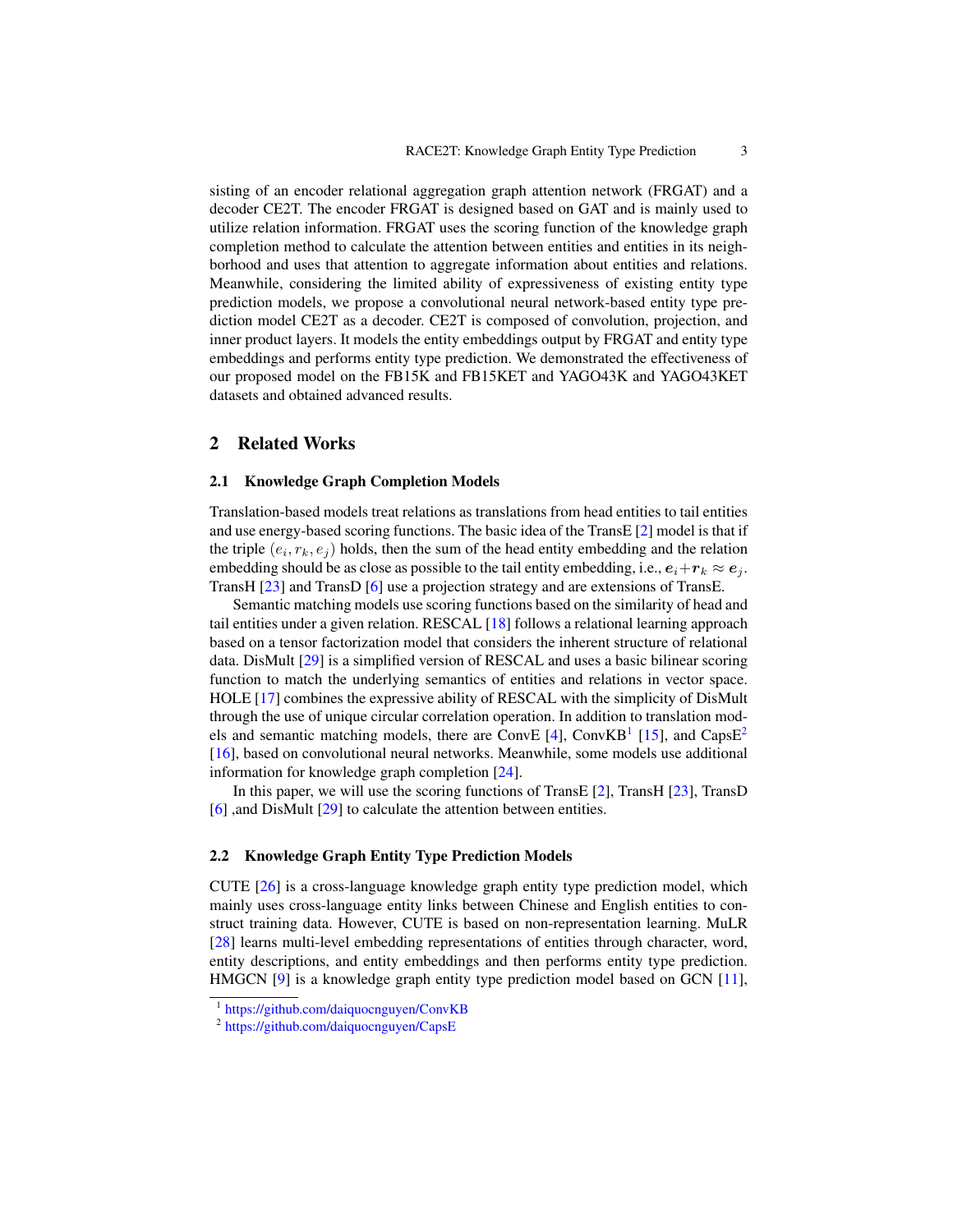sisting of an encoder relational aggregation graph attention network (FRGAT) and a decoder CE2T. The encoder FRGAT is designed based on GAT and is mainly used to utilize relation information. FRGAT uses the scoring function of the knowledge graph completion method to calculate the attention between entities and entities in its neighborhood and uses that attention to aggregate information about entities and relations. Meanwhile, considering the limited ability of expressiveness of existing entity type prediction models, we propose a convolutional neural network-based entity type prediction model CE2T as a decoder. CE2T is composed of convolution, projection, and inner product layers. It models the entity embeddings output by FRGAT and entity type embeddings and performs entity type prediction. We demonstrated the effectiveness of our proposed model on the FB15K and FB15KET and YAGO43K and YAGO43KET datasets and obtained advanced results.

## 2 Related Works

### 2.1 Knowledge Graph Completion Models

Translation-based models treat relations as translations from head entities to tail entities and use energy-based scoring functions. The basic idea of the TransE [2] model is that if the triple $(e_i, r_k, e_j)$ holds, then the sum of the head entity embedding and the relation embedding should be as close as possible to the tail entity embedding, i.e., $\boldsymbol{e}_i + \boldsymbol{r}_k \approx \boldsymbol{e}_j$. TransH [23] and TransD [6] use a projection strategy and are extensions of TransE.

Semantic matching models use scoring functions based on the similarity of head and tail entities under a given relation. RESCAL [18] follows a relational learning approach based on a tensor factorization model that considers the inherent structure of relational data. DisMult [29] is a simplified version of RESCAL and uses a basic bilinear scoring function to match the underlying semantics of entities and relations in vector space. HOLE [17] combines the expressive ability of RESCAL with the simplicity of DisMult through the use of unique circular correlation operation. In addition to translation models and semantic matching models, there are ConvE [4], ConvKB[1] [15], and CapsE[2] [16], based on convolutional neural networks. Meanwhile, some models use additional information for knowledge graph completion [24].

In this paper, we will use the scoring functions of TransE [2], TransH [23], TransD [6] ,and DisMult [29] to calculate the attention between entities.

### 2.2 Knowledge Graph Entity Type Prediction Models

CUTE [26] is a cross-language knowledge graph entity type prediction model, which mainly uses cross-language entity links between Chinese and English entities to construct training data. However, CUTE is based on non-representation learning. MuLR [28] learns multi-level embedding representations of entities through character, word, entity descriptions, and entity embeddings and then performs entity type prediction. HMGCN [9] is a knowledge graph entity type prediction model based on GCN [11],

[1] https://github.com/daiquocnguyen/ConvKB

[2] https://github.com/daiquocnguyen/CapsE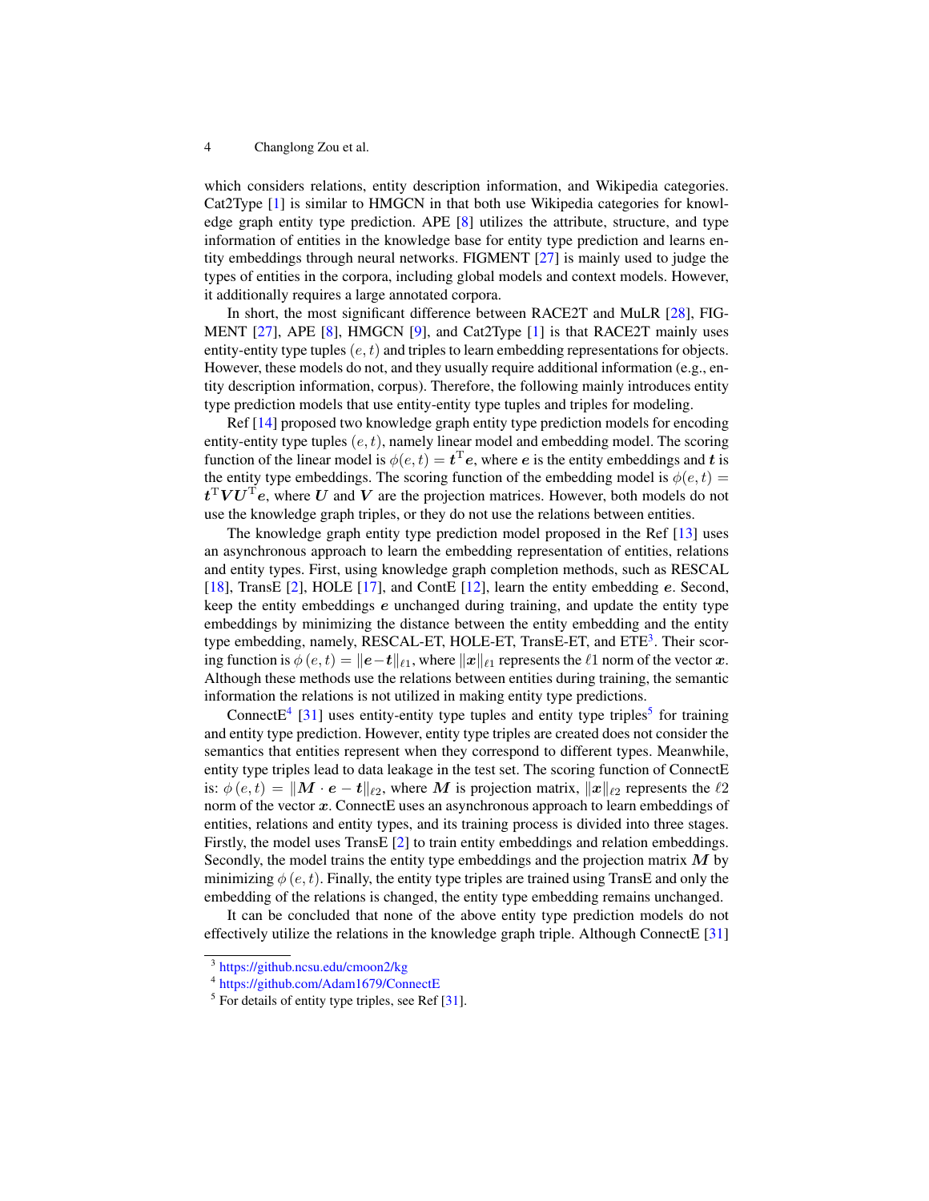which considers relations, entity description information, and Wikipedia categories. Cat2Type [1] is similar to HMGCN in that both use Wikipedia categories for knowledge graph entity type prediction. APE [8] utilizes the attribute, structure, and type information of entities in the knowledge base for entity type prediction and learns entity embeddings through neural networks. FIGMENT [27] is mainly used to judge the types of entities in the corpora, including global models and context models. However, it additionally requires a large annotated corpora.

In short, the most significant difference between RACE2T and MuLR [28], FIGMENT [27], APE [8], HMGCN [9], and Cat2Type [1] is that RACE2T mainly uses entity-entity type tuples $(e, t)$ and triples to learn embedding representations for objects. However, these models do not, and they usually require additional information (e.g., entity description information, corpus). Therefore, the following mainly introduces entity type prediction models that use entity-entity type tuples and triples for modeling.

Ref [14] proposed two knowledge graph entity type prediction models for encoding entity-entity type tuples $(e, t)$, namely linear model and embedding model. The scoring function of the linear model is $\phi(e, t) = \boldsymbol{t}^{\mathrm{T}}\boldsymbol{e}$, where $\boldsymbol{e}$ is the entity embeddings and $\boldsymbol{t}$ is the entity type embeddings. The scoring function of the embedding model is $\phi(e, t) = \boldsymbol{t}^{\mathrm{T}}\boldsymbol{V}\boldsymbol{U}^{\mathrm{T}}\boldsymbol{e}$, where $\boldsymbol{U}$ and $\boldsymbol{V}$ are the projection matrices. However, both models do not use the knowledge graph triples, or they do not use the relations between entities.

The knowledge graph entity type prediction model proposed in the Ref [13] uses an asynchronous approach to learn the embedding representation of entities, relations and entity types. First, using knowledge graph completion methods, such as RESCAL [18], TransE [2], HOLE [17], and ContE [12], learn the entity embedding $\boldsymbol{e}$. Second, keep the entity embeddings $\boldsymbol{e}$ unchanged during training, and update the entity type embeddings by minimizing the distance between the entity embedding and the entity type embedding, namely, RESCAL-ET, HOLE-ET, TransE-ET, and ETE[3]. Their scoring function is $\phi\left(e, t\right) = \|\boldsymbol{e}-\boldsymbol{t}\|_{\ell 1}$, where $\|\boldsymbol{x}\|_{\ell 1}$ represents the $\ell 1$ norm of the vector $\boldsymbol{x}$. Although these methods use the relations between entities during training, the semantic information the relations is not utilized in making entity type predictions.

ConnectE[4] [31] uses entity-entity type tuples and entity type triples[5] for training and entity type prediction. However, entity type triples are created does not consider the semantics that entities represent when they correspond to different types. Meanwhile, entity type triples lead to data leakage in the test set. The scoring function of ConnectE is: $\phi\left(e, t\right) = \|\boldsymbol{M} \cdot \boldsymbol{e} - \boldsymbol{t}\|_{\ell 2}$, where $\boldsymbol{M}$ is projection matrix, $\|\boldsymbol{x}\|_{\ell 2}$ represents the $\ell 2$ norm of the vector $\boldsymbol{x}$. ConnectE uses an asynchronous approach to learn embeddings of entities, relations and entity types, and its training process is divided into three stages. Firstly, the model uses TransE [2] to train entity embeddings and relation embeddings. Secondly, the model trains the entity type embeddings and the projection matrix $\boldsymbol{M}$ by minimizing $\phi\left(e, t\right)$. Finally, the entity type triples are trained using TransE and only the embedding of the relations is changed, the entity type embedding remains unchanged.

It can be concluded that none of the above entity type prediction models do not effectively utilize the relations in the knowledge graph triple. Although ConnectE [31]

[3] https://github.ncsu.edu/cmoon2/kg

[4] https://github.com/Adam1679/ConnectE

[5] For details of entity type triples, see Ref [31].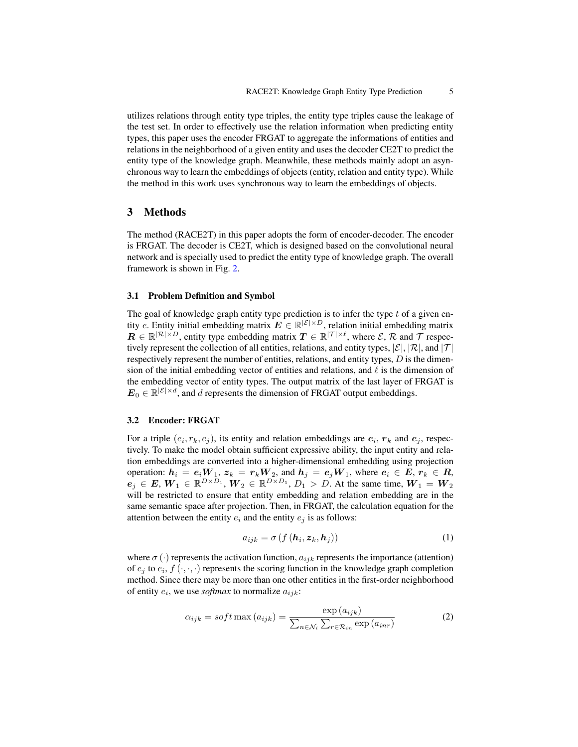utilizes relations through entity type triples, the entity type triples cause the leakage of the test set. In order to effectively use the relation information when predicting entity types, this paper uses the encoder FRGAT to aggregate the informations of entities and relations in the neighborhood of a given entity and uses the decoder CE2T to predict the entity type of the knowledge graph. Meanwhile, these methods mainly adopt an asynchronous way to learn the embeddings of objects (entity, relation and entity type). While the method in this work uses synchronous way to learn the embeddings of objects.

## 3 Methods

The method (RACE2T) in this paper adopts the form of encoder-decoder. The encoder is FRGAT. The decoder is CE2T, which is designed based on the convolutional neural network and is specially used to predict the entity type of knowledge graph. The overall framework is shown in Fig. 2.

### 3.1 Problem Definition and Symbol

The goal of knowledge graph entity type prediction is to infer the type $t$ of a given entity $e$. Entity initial embedding matrix $\boldsymbol{E} \in \mathbb{R}^{|\mathcal{E}| \times D}$, relation initial embedding matrix $\boldsymbol{R} \in \mathbb{R}^{|\mathcal{R}| \times D}$, entity type embedding matrix $\boldsymbol{T} \in \mathbb{R}^{|\mathcal{T}| \times \ell}$, where $\mathcal{E}$, $\mathcal{R}$ and $\mathcal{T}$ respectively represent the collection of all entities, relations, and entity types, $|\mathcal{E}|$, $|\mathcal{R}|$, and $|\mathcal{T}|$ respectively represent the number of entities, relations, and entity types, $D$ is the dimension of the initial embedding vector of entities and relations, and $\ell$ is the dimension of the embedding vector of entity types. The output matrix of the last layer of FRGAT is $\boldsymbol{E}_0 \in \mathbb{R}^{|\mathcal{E}| \times d}$, and $d$ represents the dimension of FRGAT output embeddings.

### 3.2 Encoder: FRGAT

For a triple $(e_i, r_k, e_j)$, its entity and relation embeddings are $\boldsymbol{e}_i$, $\boldsymbol{r}_k$ and $\boldsymbol{e}_j$, respectively. To make the model obtain sufficient expressive ability, the input entity and relation embeddings are converted into a higher-dimensional embedding using projection operation: $\boldsymbol{h}_i = \boldsymbol{e}_i \boldsymbol{W}_1$, $\boldsymbol{z}_k = \boldsymbol{r}_k \boldsymbol{W}_2$, and $\boldsymbol{h}_j = \boldsymbol{e}_j \boldsymbol{W}_1$, where $\boldsymbol{e}_i \in \boldsymbol{E}$, $\boldsymbol{r}_k \in \boldsymbol{R}$, $\boldsymbol{e}_j \in \boldsymbol{E}$, $\boldsymbol{W}_1 \in \mathbb{R}^{D \times D_1}$, $\boldsymbol{W}_2 \in \mathbb{R}^{D \times D_1}$, $D_1 > D$. At the same time, $\boldsymbol{W}_1 = \boldsymbol{W}_2$ will be restricted to ensure that entity embedding and relation embedding are in the same semantic space after projection. Then, in FRGAT, the calculation equation for the attention between the entity $e_i$ and the entity $e_j$ is as follows:

$$a_{ijk} = \sigma\left(f\left(\boldsymbol{h}_i, \boldsymbol{z}_k, \boldsymbol{h}_j\right)\right) \tag{1}$$

where $\sigma(\cdot)$ represents the activation function, $a_{ijk}$ represents the importance (attention) of $e_j$ to $e_i$, $f(\cdot,\cdot,\cdot)$ represents the scoring function in the knowledge graph completion method. Since there may be more than one other entities in the first-order neighborhood of entity $e_i$, we use *softmax* to normalize $a_{ijk}$:

$$\alpha_{ijk} = soft\max\left(a_{ijk}\right) = \frac{\exp\left(a_{ijk}\right)}{\sum_{n \in \mathcal{N}_i} \sum_{r \in \mathcal{R}_{in}} \exp\left(a_{inr}\right)} \tag{2}$$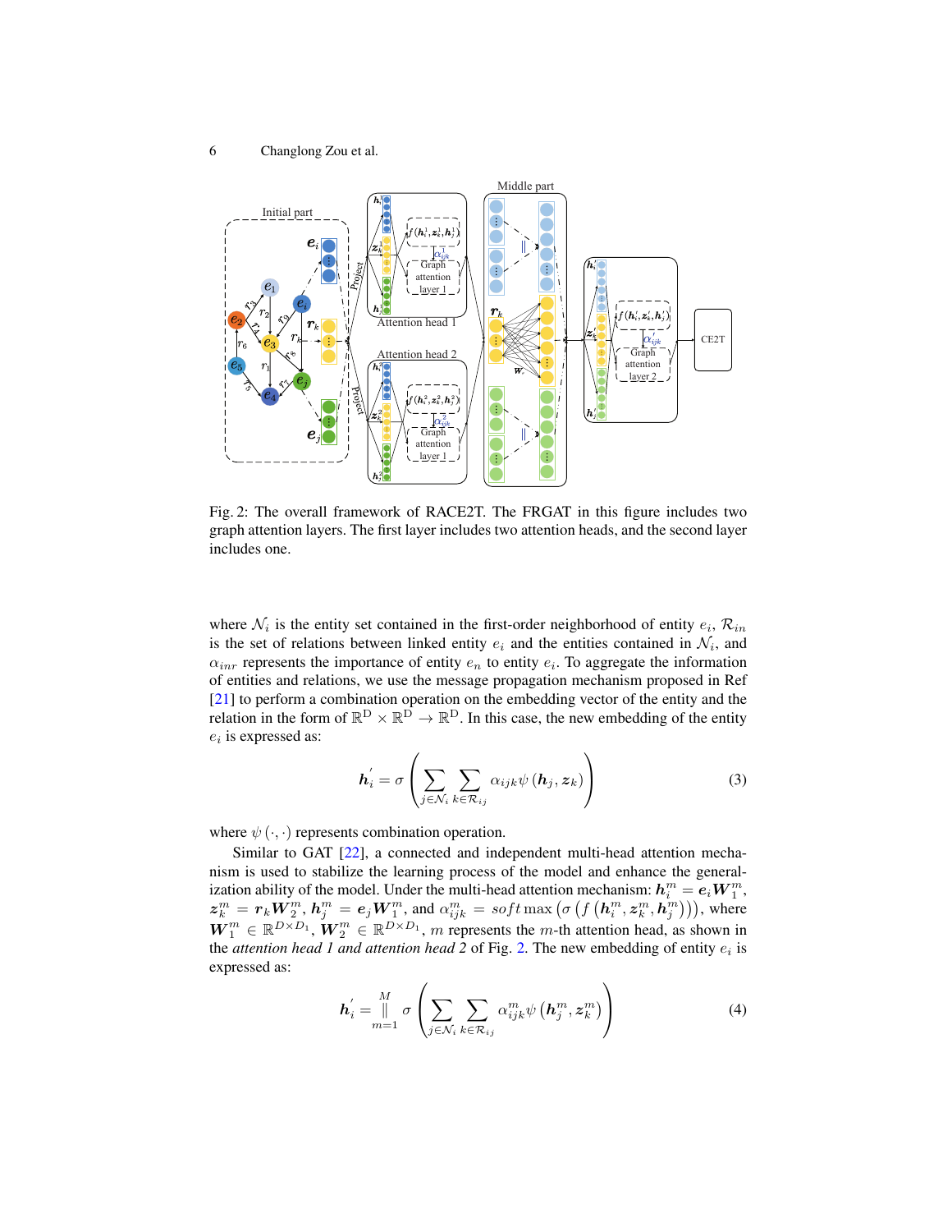Fig. 2: The overall framework of RACE2T. The FRGAT in this figure includes two graph attention layers. The first layer includes two attention heads, and the second layer includes one.

where $\mathcal{N}_i$ is the entity set contained in the first-order neighborhood of entity $e_i$, $\mathcal{R}_{in}$ is the set of relations between linked entity $e_i$ and the entities contained in $\mathcal{N}_i$, and $\alpha_{inr}$ represents the importance of entity $e_n$ to entity $e_i$. To aggregate the information of entities and relations, we use the message propagation mechanism proposed in Ref [21] to perform a combination operation on the embedding vector of the entity and the relation in the form of $\mathbb{R}^{\mathrm{D}} \times \mathbb{R}^{\mathrm{D}} \to \mathbb{R}^{\mathrm{D}}$. In this case, the new embedding of the entity $e_i$ is expressed as:

$$\boldsymbol{h}_i^{'} = \sigma \left( \sum_{j \in \mathcal{N}_i} \sum_{k \in \mathcal{R}_{ij}} \alpha_{ijk} \psi \left( \boldsymbol{h}_j, \boldsymbol{z}_k \right) \right) \tag{3}$$

where $\psi(\cdot,\cdot)$ represents combination operation.

Similar to GAT [22], a connected and independent multi-head attention mechanism is used to stabilize the learning process of the model and enhance the generalization ability of the model. Under the multi-head attention mechanism: $\boldsymbol{h}_i^m = \boldsymbol{e}_i \boldsymbol{W}_1^m$, $\boldsymbol{z}_k^m = \boldsymbol{r}_k \boldsymbol{W}_2^m$, $\boldsymbol{h}_j^m = \boldsymbol{e}_j \boldsymbol{W}_1^m$, and $\alpha_{ijk}^m = soft\max \left( \sigma \left( f \left( \boldsymbol{h}_i^m, \boldsymbol{z}_k^m, \boldsymbol{h}_j^m \right) \right) \right)$, where $\boldsymbol{W}_1^m \in \mathbb{R}^{D \times D_1}$, $\boldsymbol{W}_2^m \in \mathbb{R}^{D \times D_1}$, $m$ represents the $m$-th attention head, as shown in the *attention head 1 and attention head 2* of Fig. 2. The new embedding of entity $e_i$ is expressed as:

$$\boldsymbol{h}_i^{'} = \mathop{\Big\|}_{m=1}^{M} \sigma \left( \sum_{j \in \mathcal{N}_i} \sum_{k \in \mathcal{R}_{ij}} \alpha_{ijk}^m \psi \left( \boldsymbol{h}_j^m, \boldsymbol{z}_k^m \right) \right) \tag{4}$$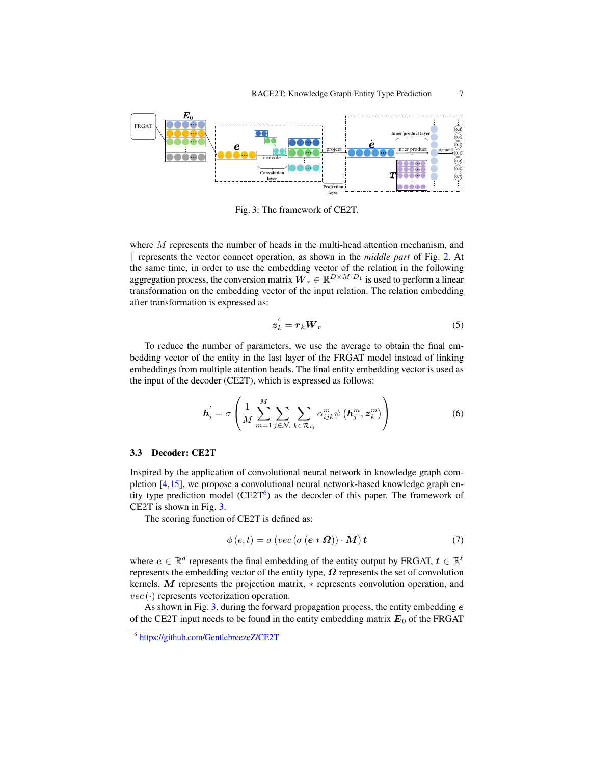Fig. 3: The framework of CE2T.

where $M$ represents the number of heads in the multi-head attention mechanism, and $\|$ represents the vector connect operation, as shown in the *middle part* of Fig. 2. At the same time, in order to use the embedding vector of the relation in the following aggregation process, the conversion matrix $\boldsymbol{W}_r \in \mathbb{R}^{D \times M \cdot D_1}$ is used to perform a linear transformation on the embedding vector of the input relation. The relation embedding after transformation is expressed as:

$$\boldsymbol{z}_k^{'} = \boldsymbol{r}_k \boldsymbol{W}_r \tag{5}$$

To reduce the number of parameters, we use the average to obtain the final embedding vector of the entity in the last layer of the FRGAT model instead of linking embeddings from multiple attention heads. The final entity embedding vector is used as the input of the decoder (CE2T), which is expressed as follows:

$$\boldsymbol{h}_i^{'} = \sigma\left(\frac{1}{M}\sum_{m=1}^{M}\sum_{j\in\mathcal{N}_i}\sum_{k\in\mathcal{R}_{ij}}\alpha_{ijk}^{m}\psi\left(\boldsymbol{h}_j^{m}, \boldsymbol{z}_k^{m}\right)\right) \tag{6}$$

### 3.3 Decoder: CE2T

Inspired by the application of convolutional neural network in knowledge graph completion [4,15], we propose a convolutional neural network-based knowledge graph entity type prediction model (CE2T[6]) as the decoder of this paper. The framework of CE2T is shown in Fig. 3.

The scoring function of CE2T is defined as:

$$\phi(e,t) = \sigma\left(vec\left(\sigma\left(\boldsymbol{e} * \boldsymbol{\Omega}\right)\right) \cdot \boldsymbol{M}\right)\boldsymbol{t} \tag{7}$$

where $\boldsymbol{e} \in \mathbb{R}^d$ represents the final embedding of the entity output by FRGAT, $\boldsymbol{t} \in \mathbb{R}^{\ell}$ represents the embedding vector of the entity type, $\boldsymbol{\Omega}$ represents the set of convolution kernels, $\boldsymbol{M}$ represents the projection matrix, $*$ represents convolution operation, and $vec(\cdot)$ represents vectorization operation.

As shown in Fig. 3, during the forward propagation process, the entity embedding $\boldsymbol{e}$ of the CE2T input needs to be found in the entity embedding matrix $\boldsymbol{E}_0$ of the FRGAT

[6] https://github.com/GentlebreezeZ/CE2T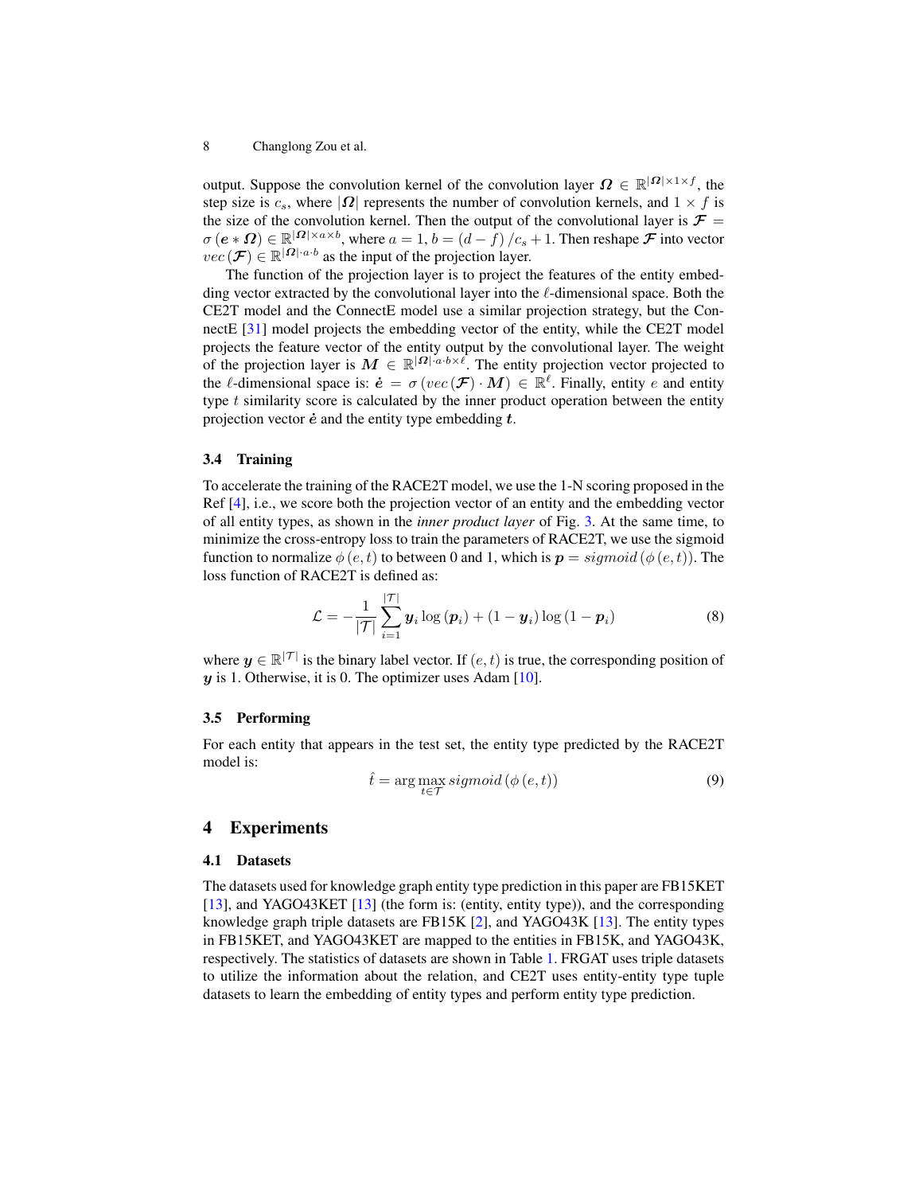output. Suppose the convolution kernel of the convolution layer $\boldsymbol{\Omega} \in \mathbb{R}^{|\boldsymbol{\Omega}| \times 1 \times f}$, the step size is $c_s$, where $|\boldsymbol{\Omega}|$ represents the number of convolution kernels, and $1 \times f$ is the size of the convolution kernel. Then the output of the convolutional layer is $\boldsymbol{\mathcal{F}} = \sigma\left(\boldsymbol{e} * \boldsymbol{\Omega}\right) \in \mathbb{R}^{|\boldsymbol{\Omega}| \times a \times b}$, where $a = 1, b = \left(d - f\right)/c_s + 1$. Then reshape $\boldsymbol{\mathcal{F}}$ into vector $vec\left(\boldsymbol{\mathcal{F}}\right) \in \mathbb{R}^{|\boldsymbol{\Omega}| \cdot a \cdot b}$ as the input of the projection layer.

The function of the projection layer is to project the features of the entity embedding vector extracted by the convolutional layer into the $\ell$-dimensional space. Both the CE2T model and the ConnectE model use a similar projection strategy, but the ConnectE [31] model projects the embedding vector of the entity, while the CE2T model projects the feature vector of the entity output by the convolutional layer. The weight of the projection layer is $\boldsymbol{M} \in \mathbb{R}^{|\boldsymbol{\Omega}| \cdot a \cdot b \times \ell}$. The entity projection vector projected to the $\ell$-dimensional space is: $\dot{\boldsymbol{e}} = \sigma\left(vec\left(\boldsymbol{\mathcal{F}}\right) \cdot \boldsymbol{M}\right) \in \mathbb{R}^{\ell}$. Finally, entity $e$ and entity type $t$ similarity score is calculated by the inner product operation between the entity projection vector $\dot{\boldsymbol{e}}$ and the entity type embedding $\boldsymbol{t}$.

### 3.4 Training

To accelerate the training of the RACE2T model, we use the 1-N scoring proposed in the Ref [4], i.e., we score both the projection vector of an entity and the embedding vector of all entity types, as shown in the *inner product layer* of Fig. 3. At the same time, to minimize the cross-entropy loss to train the parameters of RACE2T, we use the sigmoid function to normalize $\phi\left(e, t\right)$ to between 0 and 1, which is $\boldsymbol{p} = sigmoid\left(\phi\left(e, t\right)\right)$. The loss function of RACE2T is defined as:

$$\mathcal{L} = -\frac{1}{|\mathcal{T}|} \sum_{i=1}^{|\mathcal{T}|} \boldsymbol{y}_i \log\left(\boldsymbol{p}_i\right) + \left(1 - \boldsymbol{y}_i\right) \log\left(1 - \boldsymbol{p}_i\right) \tag{8}$$

where $\boldsymbol{y} \in \mathbb{R}^{|\mathcal{T}|}$ is the binary label vector. If $(e, t)$ is true, the corresponding position of $\boldsymbol{y}$ is 1. Otherwise, it is 0. The optimizer uses Adam [10].

### 3.5 Performing

For each entity that appears in the test set, the entity type predicted by the RACE2T model is:

$$\hat{t} = \arg\max_{t \in \mathcal{T}} sigmoid\left(\phi\left(e, t\right)\right) \tag{9}$$

## 4 Experiments

### 4.1 Datasets

The datasets used for knowledge graph entity type prediction in this paper are FB15KET [13], and YAGO43KET [13] (the form is: (entity, entity type)), and the corresponding knowledge graph triple datasets are FB15K [2], and YAGO43K [13]. The entity types in FB15KET, and YAGO43KET are mapped to the entities in FB15K, and YAGO43K, respectively. The statistics of datasets are shown in Table 1. FRGAT uses triple datasets to utilize the information about the relation, and CE2T uses entity-entity type tuple datasets to learn the embedding of entity types and perform entity type prediction.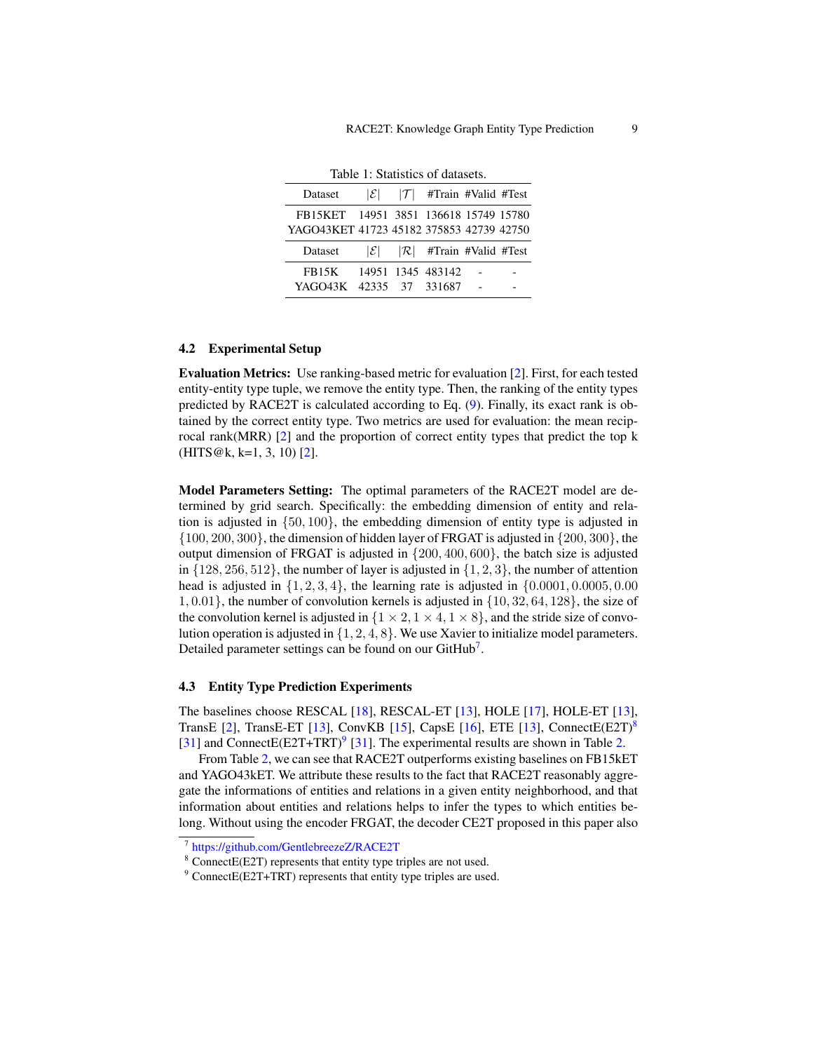Table 1: Statistics of datasets.

| Dataset | $\|\mathcal{E}\|$ | $\|\mathcal{T}\|$ | #Train | #Valid | #Test |
|---|---|---|---|---|---|
| FB15KET | 14951 | 3851 | 136618 | 15749 | 15780 |
| YAGO43KET | 41723 | 45182 | 375853 | 42739 | 42750 |
| Dataset | $\|\mathcal{E}\|$ | $\|\mathcal{R}\|$ | #Train | #Valid | #Test |
| FB15K | 14951 | 1345 | 483142 | - | - |
| YAGO43K | 42335 | 37 | 331687 | - | - |

### 4.2 Experimental Setup

**Evaluation Metrics:** Use ranking-based metric for evaluation [2]. First, for each tested entity-entity type tuple, we remove the entity type. Then, the ranking of the entity types predicted by RACE2T is calculated according to Eq. (9). Finally, its exact rank is obtained by the correct entity type. Two metrics are used for evaluation: the mean reciprocal rank(MRR) [2] and the proportion of correct entity types that predict the top k (HITS@k, k=1, 3, 10) [2].

**Model Parameters Setting:** The optimal parameters of the RACE2T model are determined by grid search. Specifically: the embedding dimension of entity and relation is adjusted in $\{50, 100\}$, the embedding dimension of entity type is adjusted in $\{100, 200, 300\}$, the dimension of hidden layer of FRGAT is adjusted in $\{200, 300\}$, the output dimension of FRGAT is adjusted in $\{200, 400, 600\}$, the batch size is adjusted in $\{128, 256, 512\}$, the number of layer is adjusted in $\{1, 2, 3\}$, the number of attention head is adjusted in $\{1, 2, 3, 4\}$, the learning rate is adjusted in $\{0.0001, 0.0005, 0.001, 0.01\}$, the number of convolution kernels is adjusted in $\{10, 32, 64, 128\}$, the size of the convolution kernel is adjusted in $\{1 \times 2, 1 \times 4, 1 \times 8\}$, and the stride size of convolution operation is adjusted in $\{1, 2, 4, 8\}$. We use Xavier to initialize model parameters. Detailed parameter settings can be found on our GitHub[7].

### 4.3 Entity Type Prediction Experiments

The baselines choose RESCAL [18], RESCAL-ET [13], HOLE [17], HOLE-ET [13], TransE [2], TransE-ET [13], ConvKB [15], CapsE [16], ETE [13], ConnectE(E2T)[8] [31] and ConnectE(E2T+TRT)[9] [31]. The experimental results are shown in Table 2.

From Table 2, we can see that RACE2T outperforms existing baselines on FB15kET and YAGO43kET. We attribute these results to the fact that RACE2T reasonably aggregate the informations of entities and relations in a given entity neighborhood, and that information about entities and relations helps to infer the types to which entities belong. Without using the encoder FRGAT, the decoder CE2T proposed in this paper also

[7] https://github.com/GentlebreezeZ/RACE2T

[8] ConnectE(E2T) represents that entity type triples are not used.

[9] ConnectE(E2T+TRT) represents that entity type triples are used.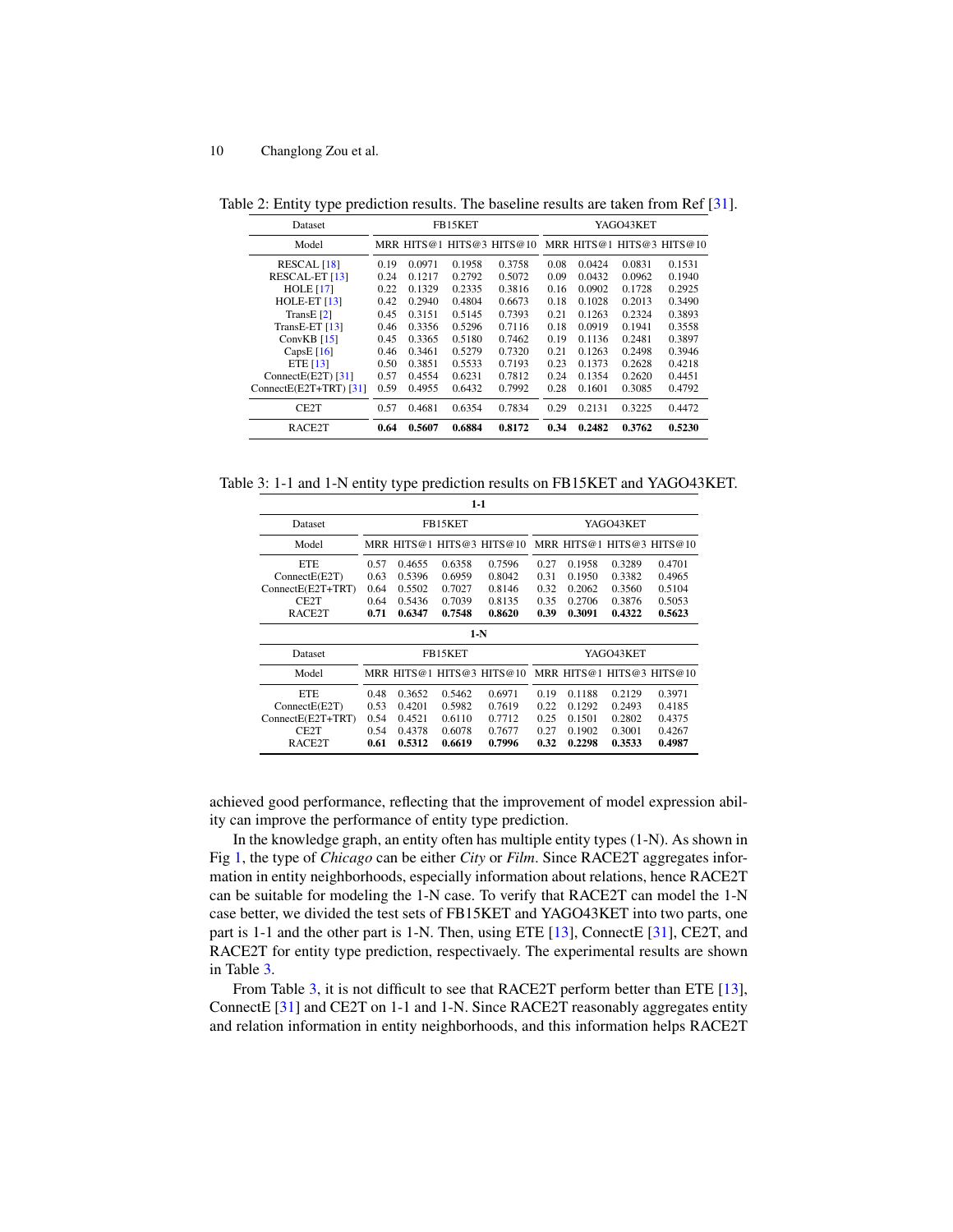Table 2: Entity type prediction results. The baseline results are taken from Ref [31].

| Dataset | FB15KET | | | | YAGO43KET | | | |
|---|---|---|---|---|---|---|---|---|
| Model | MRR | HITS@1 | HITS@3 | HITS@10 | MRR | HITS@1 | HITS@3 | HITS@10 |
| RESCAL [18] | 0.19 | 0.0971 | 0.1958 | 0.3758 | 0.08 | 0.0424 | 0.0831 | 0.1531 |
| RESCAL-ET [13] | 0.24 | 0.1217 | 0.2792 | 0.5072 | 0.09 | 0.0432 | 0.0962 | 0.1940 |
| HOLE [17] | 0.22 | 0.1329 | 0.2335 | 0.3816 | 0.16 | 0.0902 | 0.1728 | 0.2925 |
| HOLE-ET [13] | 0.42 | 0.2940 | 0.4804 | 0.6673 | 0.18 | 0.1028 | 0.2013 | 0.3490 |
| TransE [2] | 0.45 | 0.3151 | 0.5145 | 0.7393 | 0.21 | 0.1263 | 0.2324 | 0.3893 |
| TransE-ET [13] | 0.46 | 0.3356 | 0.5296 | 0.7116 | 0.18 | 0.0919 | 0.1941 | 0.3558 |
| ConvKB [15] | 0.45 | 0.3365 | 0.5180 | 0.7462 | 0.19 | 0.1136 | 0.2481 | 0.3897 |
| CapsE [16] | 0.46 | 0.3461 | 0.5279 | 0.7320 | 0.21 | 0.1263 | 0.2498 | 0.3946 |
| ETE [13] | 0.50 | 0.3851 | 0.5533 | 0.7193 | 0.23 | 0.1373 | 0.2628 | 0.4218 |
| ConnectE(E2T) [31] | 0.57 | 0.4554 | 0.6231 | 0.7812 | 0.24 | 0.1354 | 0.2620 | 0.4451 |
| ConnectE(E2T+TRT) [31] | 0.59 | 0.4955 | 0.6432 | 0.7992 | 0.28 | 0.1601 | 0.3085 | 0.4792 |
| CE2T | 0.57 | 0.4681 | 0.6354 | 0.7834 | 0.29 | 0.2131 | 0.3225 | 0.4472 |
| RACE2T | **0.64** | **0.5607** | **0.6884** | **0.8172** | **0.34** | **0.2482** | **0.3762** | **0.5230** |

Table 3: 1-1 and 1-N entity type prediction results on FB15KET and YAGO43KET.

| **1-1** | | | | | | | | |
|---|---|---|---|---|---|---|---|---|
| Dataset | FB15KET | | | | YAGO43KET | | | |
| Model | MRR | HITS@1 | HITS@3 | HITS@10 | MRR | HITS@1 | HITS@3 | HITS@10 |
| ETE | 0.57 | 0.4655 | 0.6358 | 0.7596 | 0.27 | 0.1958 | 0.3289 | 0.4701 |
| ConnectE(E2T) | 0.63 | 0.5396 | 0.6959 | 0.8042 | 0.31 | 0.1950 | 0.3382 | 0.4965 |
| ConnectE(E2T+TRT) | 0.64 | 0.5502 | 0.7027 | 0.8146 | 0.32 | 0.2062 | 0.3560 | 0.5104 |
| CE2T | 0.64 | 0.5436 | 0.7039 | 0.8135 | 0.35 | 0.2706 | 0.3876 | 0.5053 |
| RACE2T | **0.71** | **0.6347** | **0.7548** | **0.8620** | **0.39** | **0.3091** | **0.4322** | **0.5623** |
| **1-N** | | | | | | | | |
| Dataset | FB15KET | | | | YAGO43KET | | | |
| Model | MRR | HITS@1 | HITS@3 | HITS@10 | MRR | HITS@1 | HITS@3 | HITS@10 |
| ETE | 0.48 | 0.3652 | 0.5462 | 0.6971 | 0.19 | 0.1188 | 0.2129 | 0.3971 |
| ConnectE(E2T) | 0.53 | 0.4201 | 0.5982 | 0.7619 | 0.22 | 0.1292 | 0.2493 | 0.4185 |
| ConnectE(E2T+TRT) | 0.54 | 0.4521 | 0.6110 | 0.7712 | 0.25 | 0.1501 | 0.2802 | 0.4375 |
| CE2T | 0.54 | 0.4378 | 0.6078 | 0.7677 | 0.27 | 0.1902 | 0.3001 | 0.4267 |
| RACE2T | **0.61** | **0.5312** | **0.6619** | **0.7996** | **0.32** | **0.2298** | **0.3533** | **0.4987** |

achieved good performance, reflecting that the improvement of model expression ability can improve the performance of entity type prediction.

In the knowledge graph, an entity often has multiple entity types (1-N). As shown in Fig 1, the type of *Chicago* can be either *City* or *Film*. Since RACE2T aggregates information in entity neighborhoods, especially information about relations, hence RACE2T can be suitable for modeling the 1-N case. To verify that RACE2T can model the 1-N case better, we divided the test sets of FB15KET and YAGO43KET into two parts, one part is 1-1 and the other part is 1-N. Then, using ETE [13], ConnectE [31], CE2T, and RACE2T for entity type prediction, respectivaely. The experimental results are shown in Table 3.

From Table 3, it is not difficult to see that RACE2T perform better than ETE [13], ConnectE [31] and CE2T on 1-1 and 1-N. Since RACE2T reasonably aggregates entity and relation information in entity neighborhoods, and this information helps RACE2T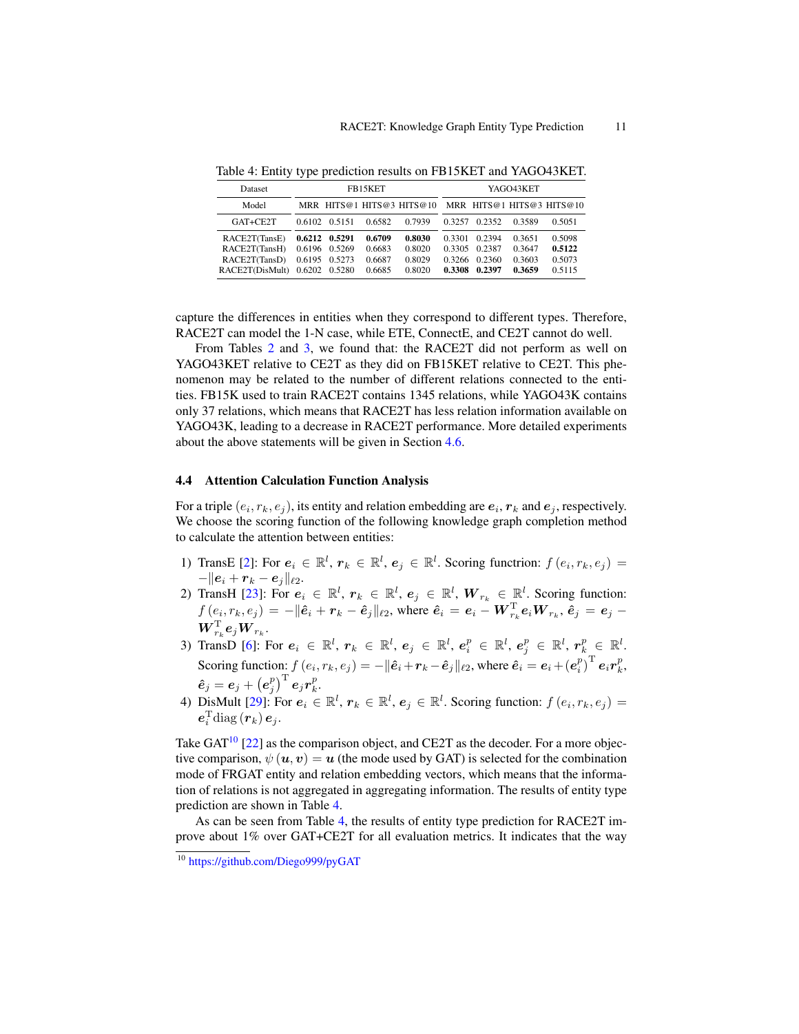Table 4: Entity type prediction results on FB15KET and YAGO43KET.

| Dataset | FB15KET | | | | YAGO43KET | | | |
|---|---|---|---|---|---|---|---|---|
| Model | MRR | HITS@1 | HITS@3 | HITS@10 | MRR | HITS@1 | HITS@3 | HITS@10 |
| GAT+CE2T | 0.6102 | 0.5151 | 0.6582 | 0.7939 | 0.3257 | 0.2352 | 0.3589 | 0.5051 |
| RACE2T(TansE) | **0.6212** | **0.5291** | **0.6709** | **0.8030** | 0.3301 | 0.2394 | 0.3651 | 0.5098 |
| RACE2T(TansH) | 0.6196 | 0.5269 | 0.6683 | 0.8020 | 0.3305 | 0.2387 | 0.3647 | **0.5122** |
| RACE2T(TansD) | 0.6195 | 0.5273 | 0.6687 | 0.8029 | 0.3266 | 0.2360 | 0.3603 | 0.5073 |
| RACE2T(DisMult) | 0.6202 | 0.5280 | 0.6685 | 0.8020 | **0.3308** | **0.2397** | **0.3659** | 0.5115 |

capture the differences in entities when they correspond to different types. Therefore, RACE2T can model the 1-N case, while ETE, ConnectE, and CE2T cannot do well.

From Tables 2 and 3, we found that: the RACE2T did not perform as well on YAGO43KET relative to CE2T as they did on FB15KET relative to CE2T. This phenomenon may be related to the number of different relations connected to the entities. FB15K used to train RACE2T contains 1345 relations, while YAGO43K contains only 37 relations, which means that RACE2T has less relation information available on YAGO43K, leading to a decrease in RACE2T performance. More detailed experiments about the above statements will be given in Section 4.6.

### 4.4 Attention Calculation Function Analysis

For a triple $(e_i, r_k, e_j)$, its entity and relation embedding are $\boldsymbol{e}_i$, $\boldsymbol{r}_k$ and $\boldsymbol{e}_j$, respectively. We choose the scoring function of the following knowledge graph completion method to calculate the attention between entities:

1) TransE [2]: For $\boldsymbol{e}_i \in \mathbb{R}^l$, $\boldsymbol{r}_k \in \mathbb{R}^l$, $\boldsymbol{e}_j \in \mathbb{R}^l$. Scoring function: $f(e_i, r_k, e_j) = -\|\boldsymbol{e}_i + \boldsymbol{r}_k - \boldsymbol{e}_j\|_{\ell 2}$.
2) TransH [23]: For $\boldsymbol{e}_i \in \mathbb{R}^l$, $\boldsymbol{r}_k \in \mathbb{R}^l$, $\boldsymbol{e}_j \in \mathbb{R}^l$, $\boldsymbol{W}_{r_k} \in \mathbb{R}^l$. Scoring function: $f(e_i, r_k, e_j) = -\|\hat{\boldsymbol{e}}_i + \boldsymbol{r}_k - \hat{\boldsymbol{e}}_j\|_{\ell 2}$, where $\hat{\boldsymbol{e}}_i = \boldsymbol{e}_i - \boldsymbol{W}_{r_k}^{\mathrm{T}} \boldsymbol{e}_i \boldsymbol{W}_{r_k}$, $\hat{\boldsymbol{e}}_j = \boldsymbol{e}_j - \boldsymbol{W}_{r_k}^{\mathrm{T}} \boldsymbol{e}_j \boldsymbol{W}_{r_k}$.
3) TransD [6]: For $\boldsymbol{e}_i \in \mathbb{R}^l$, $\boldsymbol{r}_k \in \mathbb{R}^l$, $\boldsymbol{e}_j \in \mathbb{R}^l$, $\boldsymbol{e}_i^p \in \mathbb{R}^l$, $\boldsymbol{e}_j^p \in \mathbb{R}^l$, $\boldsymbol{r}_k^p \in \mathbb{R}^l$. Scoring function: $f(e_i, r_k, e_j) = -\|\hat{\boldsymbol{e}}_i + \boldsymbol{r}_k - \hat{\boldsymbol{e}}_j\|_{\ell 2}$, where $\hat{\boldsymbol{e}}_i = \boldsymbol{e}_i + (\boldsymbol{e}_i^p)^{\mathrm{T}} \boldsymbol{e}_i \boldsymbol{r}_k^p$, $\hat{\boldsymbol{e}}_j = \boldsymbol{e}_j + (\boldsymbol{e}_j^p)^{\mathrm{T}} \boldsymbol{e}_j \boldsymbol{r}_k^p$.
4) DisMult [29]: For $\boldsymbol{e}_i \in \mathbb{R}^l$, $\boldsymbol{r}_k \in \mathbb{R}^l$, $\boldsymbol{e}_j \in \mathbb{R}^l$. Scoring function: $f(e_i, r_k, e_j) = \boldsymbol{e}_i^{\mathrm{T}} \mathrm{diag}(\boldsymbol{r}_k) \boldsymbol{e}_j$.

Take GAT[10] [22] as the comparison object, and CE2T as the decoder. For a more objective comparison, $\psi(\boldsymbol{u}, \boldsymbol{v}) = \boldsymbol{u}$ (the mode used by GAT) is selected for the combination mode of FRGAT entity and relation embedding vectors, which means that the information of relations is not aggregated in aggregating information. The results of entity type prediction are shown in Table 4.

As can be seen from Table 4, the results of entity type prediction for RACE2T improve about 1% over GAT+CE2T for all evaluation metrics. It indicates that the way

[10] https://github.com/Diego999/pyGAT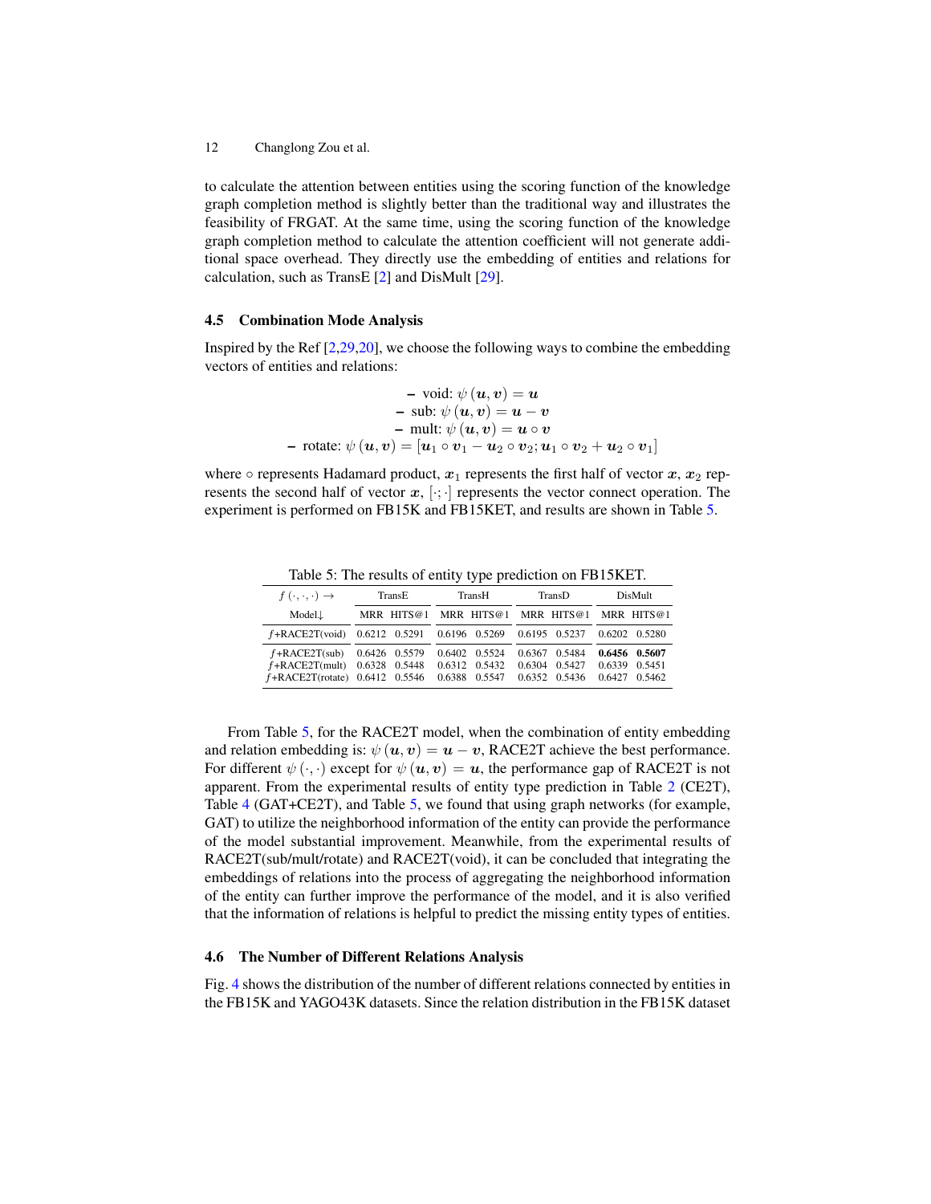to calculate the attention between entities using the scoring function of the knowledge graph completion method is slightly better than the traditional way and illustrates the feasibility of FRGAT. At the same time, using the scoring function of the knowledge graph completion method to calculate the attention coefficient will not generate additional space overhead. They directly use the embedding of entities and relations for calculation, such as TransE [2] and DisMult [29].

### 4.5 Combination Mode Analysis

Inspired by the Ref [2,29,20], we choose the following ways to combine the embedding vectors of entities and relations:

- void: $\psi(\boldsymbol{u}, \boldsymbol{v}) = \boldsymbol{u}$
- sub: $\psi(\boldsymbol{u}, \boldsymbol{v}) = \boldsymbol{u} - \boldsymbol{v}$
- mult: $\psi(\boldsymbol{u}, \boldsymbol{v}) = \boldsymbol{u} \circ \boldsymbol{v}$
- rotate: $\psi(\boldsymbol{u}, \boldsymbol{v}) = [\boldsymbol{u}_1 \circ \boldsymbol{v}_1 - \boldsymbol{u}_2 \circ \boldsymbol{v}_2; \boldsymbol{u}_1 \circ \boldsymbol{v}_2 + \boldsymbol{u}_2 \circ \boldsymbol{v}_1]$

where $\circ$ represents Hadamard product, $\boldsymbol{x}_1$ represents the first half of vector $\boldsymbol{x}$, $\boldsymbol{x}_2$ represents the second half of vector $\boldsymbol{x}$, $[\cdot;\cdot]$ represents the vector connect operation. The experiment is performed on FB15K and FB15KET, and results are shown in Table 5.

Table 5: The results of entity type prediction on FB15KET.

| $f(\cdot,\cdot,\cdot) \rightarrow$ | TransE | | TransH | | TransD | | DisMult | |
|---|---|---|---|---|---|---|---|---|
| Model↓ | MRR | HITS@1 | MRR | HITS@1 | MRR | HITS@1 | MRR | HITS@1 |
| $f$+RACE2T(void) | 0.6212 | 0.5291 | 0.6196 | 0.5269 | 0.6195 | 0.5237 | 0.6202 | 0.5280 |
| $f$+RACE2T(sub) | 0.6426 | 0.5579 | 0.6402 | 0.5524 | 0.6367 | 0.5484 | **0.6456** | **0.5607** |
| $f$+RACE2T(mult) | 0.6328 | 0.5448 | 0.6312 | 0.5432 | 0.6304 | 0.5427 | 0.6339 | 0.5451 |
| $f$+RACE2T(rotate) | 0.6412 | 0.5546 | 0.6388 | 0.5547 | 0.6352 | 0.5436 | 0.6427 | 0.5462 |

From Table 5, for the RACE2T model, when the combination of entity embedding and relation embedding is: $\psi(\boldsymbol{u}, \boldsymbol{v}) = \boldsymbol{u} - \boldsymbol{v}$, RACE2T achieve the best performance. For different $\psi(\cdot,\cdot)$ except for $\psi(\boldsymbol{u}, \boldsymbol{v}) = \boldsymbol{u}$, the performance gap of RACE2T is not apparent. From the experimental results of entity type prediction in Table 2 (CE2T), Table 4 (GAT+CE2T), and Table 5, we found that using graph networks (for example, GAT) to utilize the neighborhood information of the entity can provide the performance of the model substantial improvement. Meanwhile, from the experimental results of RACE2T(sub/mult/rotate) and RACE2T(void), it can be concluded that integrating the embeddings of relations into the process of aggregating the neighborhood information of the entity can further improve the performance of the model, and it is also verified that the information of relations is helpful to predict the missing entity types of entities.

### 4.6 The Number of Different Relations Analysis

Fig. 4 shows the distribution of the number of different relations connected by entities in the FB15K and YAGO43K datasets. Since the relation distribution in the FB15K dataset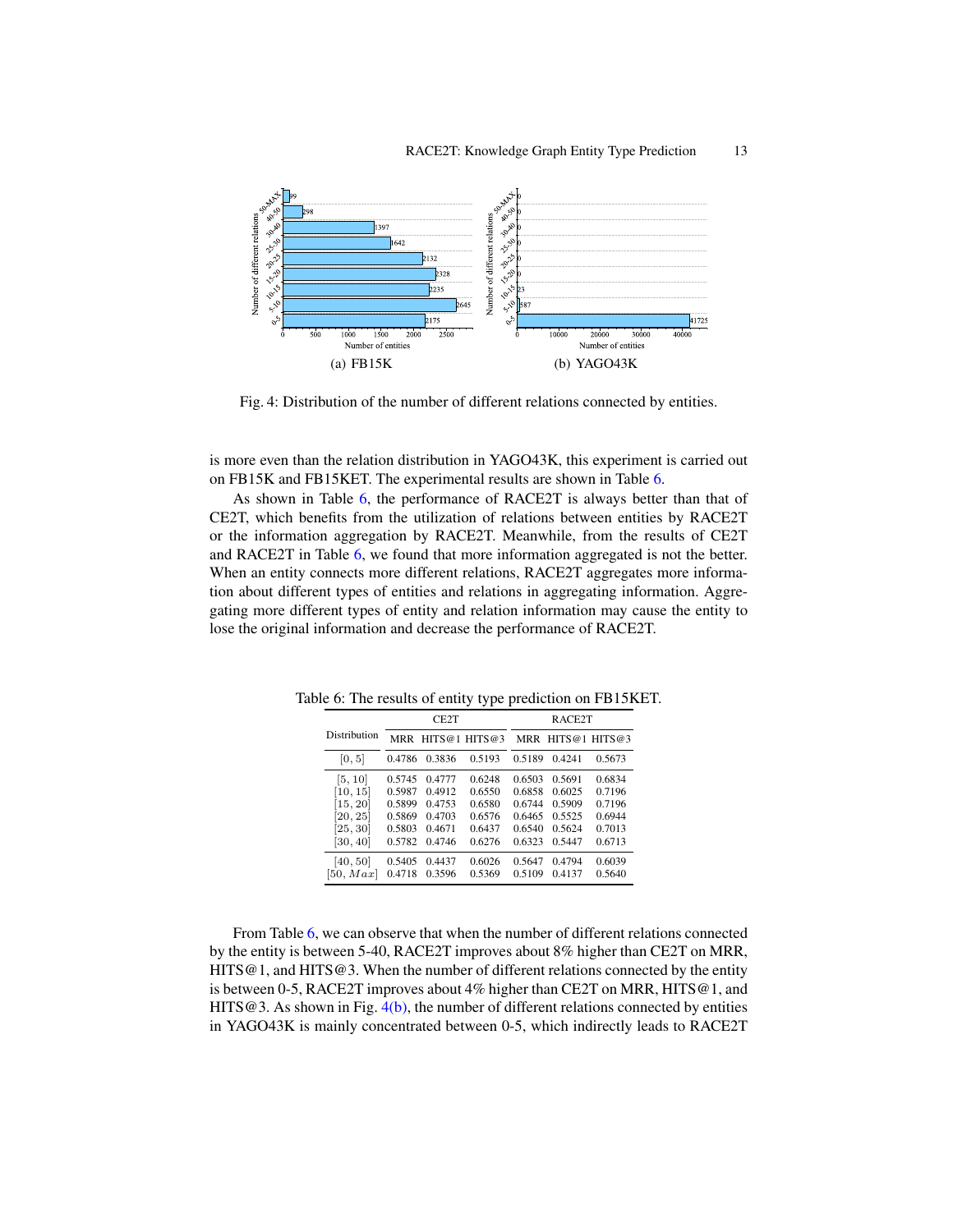Fig. 4: Distribution of the number of different relations connected by entities.

is more even than the relation distribution in YAGO43K, this experiment is carried out on FB15K and FB15KET. The experimental results are shown in Table 6.

As shown in Table 6, the performance of RACE2T is always better than that of CE2T, which benefits from the utilization of relations between entities by RACE2T or the information aggregation by RACE2T. Meanwhile, from the results of CE2T and RACE2T in Table 6, we found that more information aggregated is not the better. When an entity connects more different relations, RACE2T aggregates more information about different types of entities and relations in aggregating information. Aggregating more different types of entity and relation information may cause the entity to lose the original information and decrease the performance of RACE2T.

Table 6: The results of entity type prediction on FB15KET.

| Distribution | CE2T | | | RACE2T | | |
|---|---|---|---|---|---|---|
| | MRR | HITS@1 | HITS@3 | MRR | HITS@1 | HITS@3 |
| $[0, 5]$ | 0.4786 | 0.3836 | 0.5193 | 0.5189 | 0.4241 | 0.5673 |
| $[5, 10]$ | 0.5745 | 0.4777 | 0.6248 | 0.6503 | 0.5691 | 0.6834 |
| $[10, 15]$ | 0.5987 | 0.4912 | 0.6550 | 0.6858 | 0.6025 | 0.7196 |
| $[15, 20]$ | 0.5899 | 0.4753 | 0.6580 | 0.6744 | 0.5909 | 0.7196 |
| $[20, 25]$ | 0.5869 | 0.4703 | 0.6576 | 0.6465 | 0.5525 | 0.6944 |
| $[25, 30]$ | 0.5803 | 0.4671 | 0.6437 | 0.6540 | 0.5624 | 0.7013 |
| $[30, 40]$ | 0.5782 | 0.4746 | 0.6276 | 0.6323 | 0.5447 | 0.6713 |
| $[40, 50]$ | 0.5405 | 0.4437 | 0.6026 | 0.5647 | 0.4794 | 0.6039 |
| $[50, Max]$ | 0.4718 | 0.3596 | 0.5369 | 0.5109 | 0.4137 | 0.5640 |

From Table 6, we can observe that when the number of different relations connected by the entity is between 5-40, RACE2T improves about 8% higher than CE2T on MRR, HITS@1, and HITS@3. When the number of different relations connected by the entity is between 0-5, RACE2T improves about 4% higher than CE2T on MRR, HITS@1, and HITS@3. As shown in Fig. 4(b), the number of different relations connected by entities in YAGO43K is mainly concentrated between 0-5, which indirectly leads to RACE2T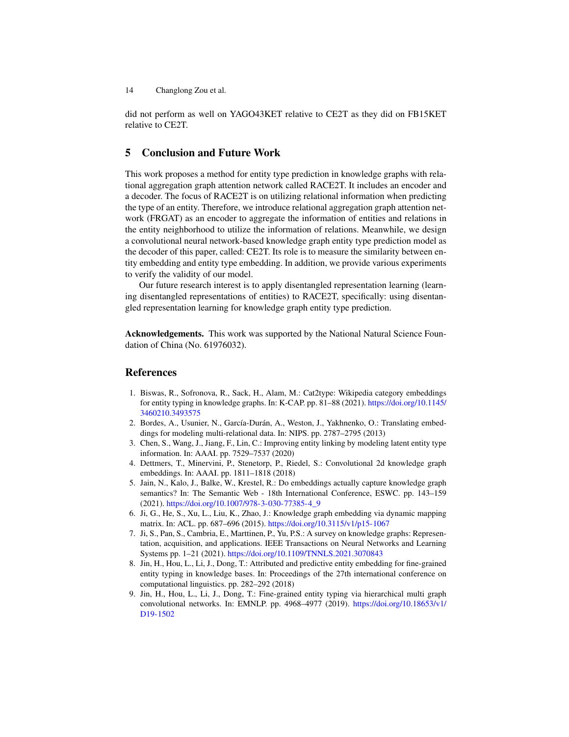did not perform as well on YAGO43KET relative to CE2T as they did on FB15KET relative to CE2T.

## 5 Conclusion and Future Work

This work proposes a method for entity type prediction in knowledge graphs with relational aggregation graph attention network called RACE2T. It includes an encoder and a decoder. The focus of RACE2T is on utilizing relational information when predicting the type of an entity. Therefore, we introduce relational aggregation graph attention network (FRGAT) as an encoder to aggregate the information of entities and relations in the entity neighborhood to utilize the information of relations. Meanwhile, we design a convolutional neural network-based knowledge graph entity type prediction model as the decoder of this paper, called: CE2T. Its role is to measure the similarity between entity embedding and entity type embedding. In addition, we provide various experiments to verify the validity of our model.

Our future research interest is to apply disentangled representation learning (learning disentangled representations of entities) to RACE2T, specifically: using disentangled representation learning for knowledge graph entity type prediction.

**Acknowledgements.** This work was supported by the National Natural Science Foundation of China (No. 61976032).

## References

1. Biswas, R., Sofronova, R., Sack, H., Alam, M.: Cat2type: Wikipedia category embeddings for entity typing in knowledge graphs. In: K-CAP. pp. 81–88 (2021). https://doi.org/10.1145/3460210.3493575
2. Bordes, A., Usunier, N., García-Durán, A., Weston, J., Yakhnenko, O.: Translating embeddings for modeling multi-relational data. In: NIPS. pp. 2787–2795 (2013)
3. Chen, S., Wang, J., Jiang, F., Lin, C.: Improving entity linking by modeling latent entity type information. In: AAAI. pp. 7529–7537 (2020)
4. Dettmers, T., Minervini, P., Stenetorp, P., Riedel, S.: Convolutional 2d knowledge graph embeddings. In: AAAI. pp. 1811–1818 (2018)
5. Jain, N., Kalo, J., Balke, W., Krestel, R.: Do embeddings actually capture knowledge graph semantics? In: The Semantic Web - 18th International Conference, ESWC. pp. 143–159 (2021). https://doi.org/10.1007/978-3-030-77385-4_9
6. Ji, G., He, S., Xu, L., Liu, K., Zhao, J.: Knowledge graph embedding via dynamic mapping matrix. In: ACL. pp. 687–696 (2015). https://doi.org/10.3115/v1/p15-1067
7. Ji, S., Pan, S., Cambria, E., Marttinen, P., Yu, P.S.: A survey on knowledge graphs: Representation, acquisition, and applications. IEEE Transactions on Neural Networks and Learning Systems pp. 1–21 (2021). https://doi.org/10.1109/TNNLS.2021.3070843
8. Jin, H., Hou, L., Li, J., Dong, T.: Attributed and predictive entity embedding for fine-grained entity typing in knowledge bases. In: Proceedings of the 27th international conference on computational linguistics. pp. 282–292 (2018)
9. Jin, H., Hou, L., Li, J., Dong, T.: Fine-grained entity typing via hierarchical multi graph convolutional networks. In: EMNLP. pp. 4968–4977 (2019). https://doi.org/10.18653/v1/D19-1502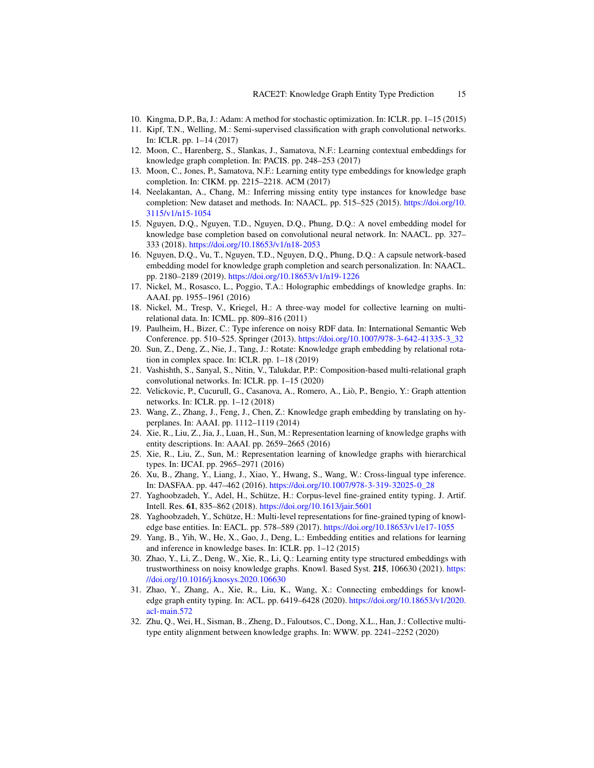10. Kingma, D.P., Ba, J.: Adam: A method for stochastic optimization. In: ICLR. pp. 1–15 (2015)
11. Kipf, T.N., Welling, M.: Semi-supervised classification with graph convolutional networks. In: ICLR. pp. 1–14 (2017)
12. Moon, C., Harenberg, S., Slankas, J., Samatova, N.F.: Learning contextual embeddings for knowledge graph completion. In: PACIS. pp. 248–253 (2017)
13. Moon, C., Jones, P., Samatova, N.F.: Learning entity type embeddings for knowledge graph completion. In: CIKM. pp. 2215–2218. ACM (2017)
14. Neelakantan, A., Chang, M.: Inferring missing entity type instances for knowledge base completion: New dataset and methods. In: NAACL. pp. 515–525 (2015). https://doi.org/10.3115/v1/n15-1054
15. Nguyen, D.Q., Nguyen, T.D., Nguyen, D.Q., Phung, D.Q.: A novel embedding model for knowledge base completion based on convolutional neural network. In: NAACL. pp. 327–333 (2018). https://doi.org/10.18653/v1/n18-2053
16. Nguyen, D.Q., Vu, T., Nguyen, T.D., Nguyen, D.Q., Phung, D.Q.: A capsule network-based embedding model for knowledge graph completion and search personalization. In: NAACL. pp. 2180–2189 (2019). https://doi.org/10.18653/v1/n19-1226
17. Nickel, M., Rosasco, L., Poggio, T.A.: Holographic embeddings of knowledge graphs. In: AAAI. pp. 1955–1961 (2016)
18. Nickel, M., Tresp, V., Kriegel, H.: A three-way model for collective learning on multi-relational data. In: ICML. pp. 809–816 (2011)
19. Paulheim, H., Bizer, C.: Type inference on noisy RDF data. In: International Semantic Web Conference. pp. 510–525. Springer (2013). https://doi.org/10.1007/978-3-642-41335-3_32
20. Sun, Z., Deng, Z., Nie, J., Tang, J.: Rotate: Knowledge graph embedding by relational rotation in complex space. In: ICLR. pp. 1–18 (2019)
21. Vashishth, S., Sanyal, S., Nitin, V., Talukdar, P.P.: Composition-based multi-relational graph convolutional networks. In: ICLR. pp. 1–15 (2020)
22. Velickovic, P., Cucurull, G., Casanova, A., Romero, A., Liò, P., Bengio, Y.: Graph attention networks. In: ICLR. pp. 1–12 (2018)
23. Wang, Z., Zhang, J., Feng, J., Chen, Z.: Knowledge graph embedding by translating on hyperplanes. In: AAAI. pp. 1112–1119 (2014)
24. Xie, R., Liu, Z., Jia, J., Luan, H., Sun, M.: Representation learning of knowledge graphs with entity descriptions. In: AAAI. pp. 2659–2665 (2016)
25. Xie, R., Liu, Z., Sun, M.: Representation learning of knowledge graphs with hierarchical types. In: IJCAI. pp. 2965–2971 (2016)
26. Xu, B., Zhang, Y., Liang, J., Xiao, Y., Hwang, S., Wang, W.: Cross-lingual type inference. In: DASFAA. pp. 447–462 (2016). https://doi.org/10.1007/978-3-319-32025-0_28
27. Yaghoobzadeh, Y., Adel, H., Schütze, H.: Corpus-level fine-grained entity typing. J. Artif. Intell. Res. **61**, 835–862 (2018). https://doi.org/10.1613/jair.5601
28. Yaghoobzadeh, Y., Schütze, H.: Multi-level representations for fine-grained typing of knowledge base entities. In: EACL. pp. 578–589 (2017). https://doi.org/10.18653/v1/e17-1055
29. Yang, B., Yih, W., He, X., Gao, J., Deng, L.: Embedding entities and relations for learning and inference in knowledge bases. In: ICLR. pp. 1–12 (2015)
30. Zhao, Y., Li, Z., Deng, W., Xie, R., Li, Q.: Learning entity type structured embeddings with trustworthiness on noisy knowledge graphs. Knowl. Based Syst. **215**, 106630 (2021). https://doi.org/10.1016/j.knosys.2020.106630
31. Zhao, Y., Zhang, A., Xie, R., Liu, K., Wang, X.: Connecting embeddings for knowledge graph entity typing. In: ACL. pp. 6419–6428 (2020). https://doi.org/10.18653/v1/2020.acl-main.572
32. Zhu, Q., Wei, H., Sisman, B., Zheng, D., Faloutsos, C., Dong, X.L., Han, J.: Collective multi-type entity alignment between knowledge graphs. In: WWW. pp. 2241–2252 (2020)